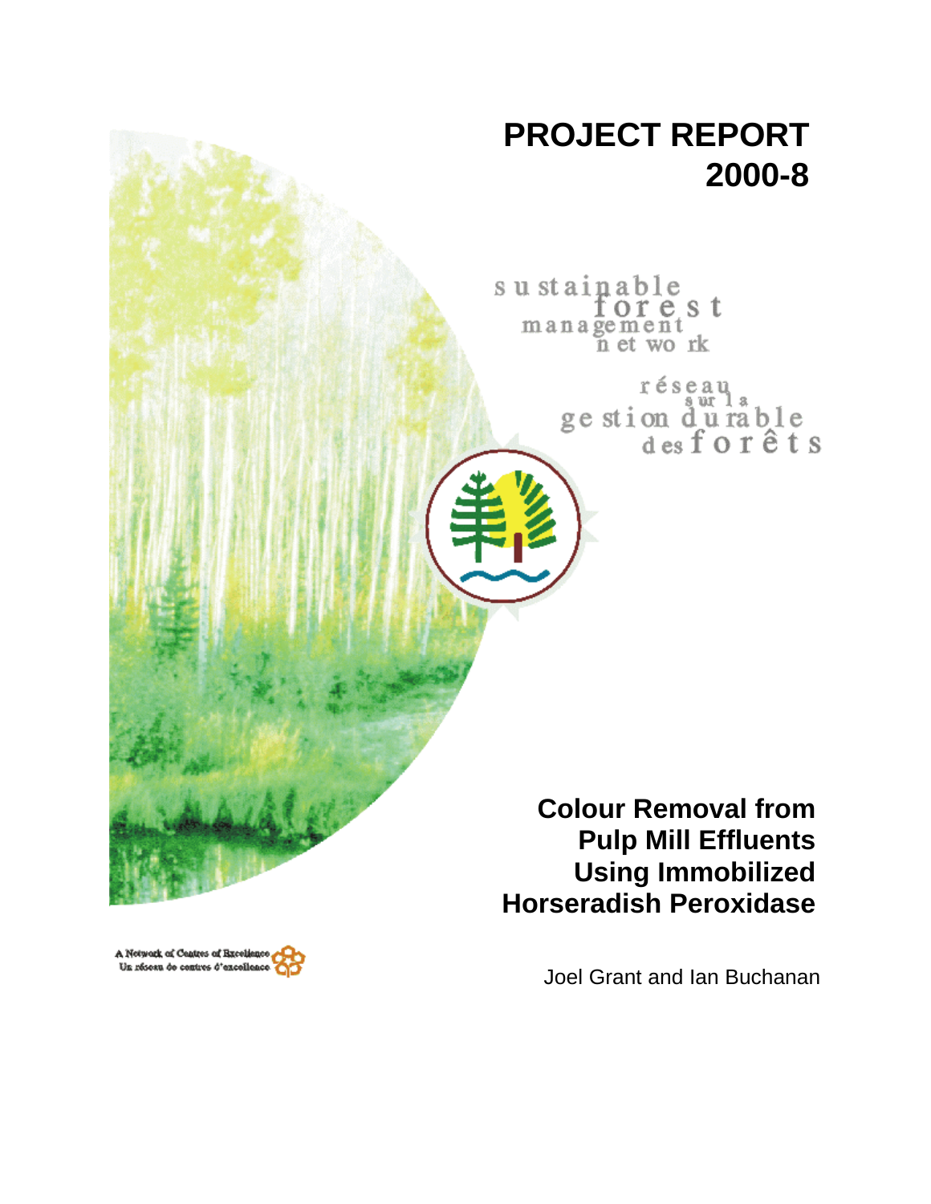# PROJECT REPORT 2000-8

sustainable forest management network

réseau sur la gestion durable des forêts

## Colour Removal from Pulp Mill Effluents Using Immobilized Horseradish Peroxidase

Joel Grant and Ian Buchanan

A Network of Centres of Excellence
Un réseau de centres d'excellence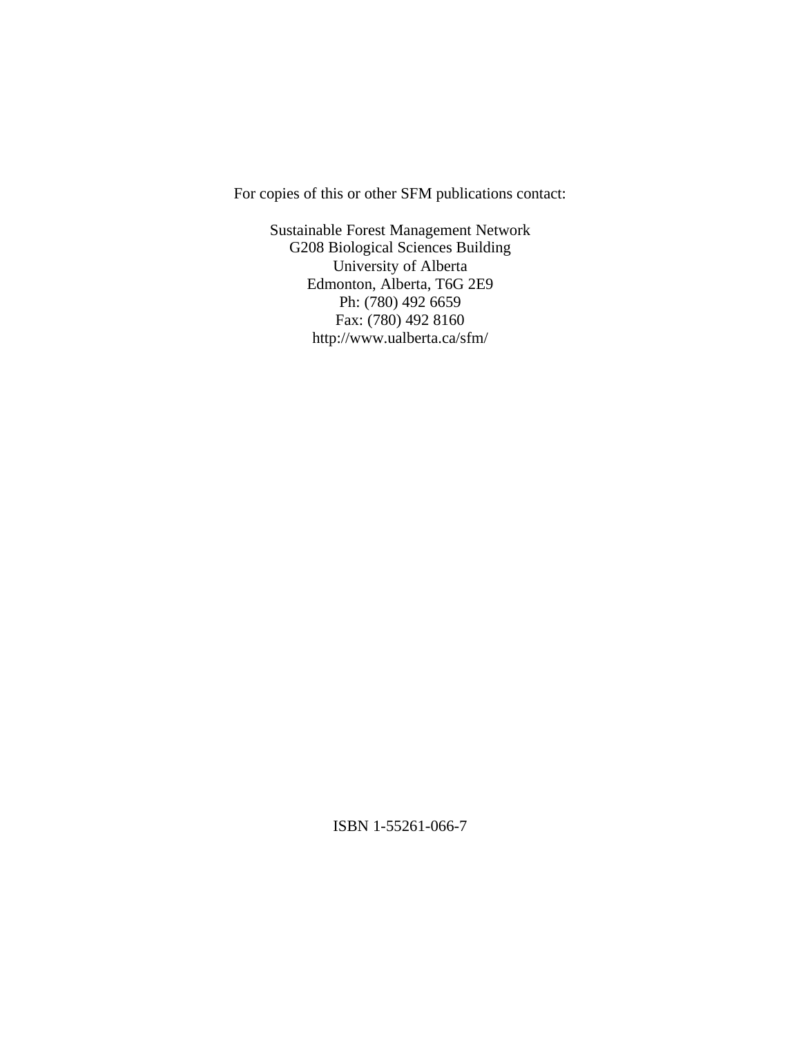For copies of this or other SFM publications contact:

Sustainable Forest Management Network
G208 Biological Sciences Building
University of Alberta
Edmonton, Alberta, T6G 2E9
Ph: (780) 492 6659
Fax: (780) 492 8160
http://www.ualberta.ca/sfm/

ISBN 1-55261-066-7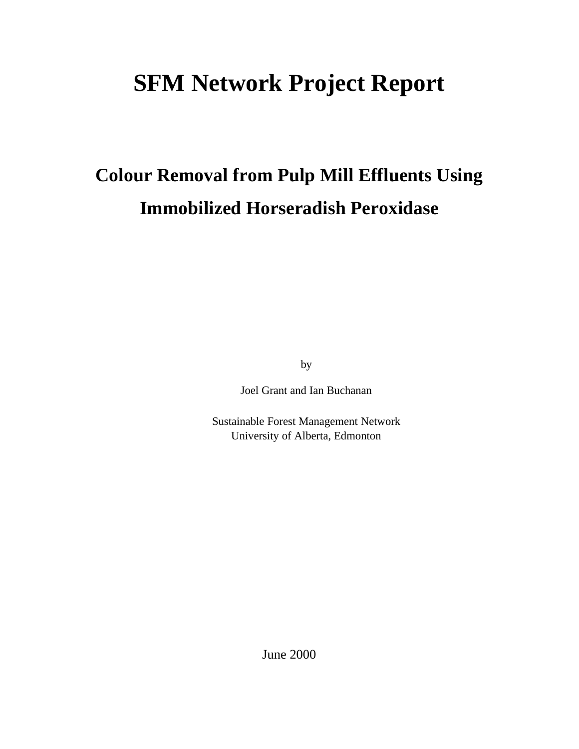# SFM Network Project Report

## Colour Removal from Pulp Mill Effluents Using Immobilized Horseradish Peroxidase

by

Joel Grant and Ian Buchanan

Sustainable Forest Management Network
University of Alberta, Edmonton

June 2000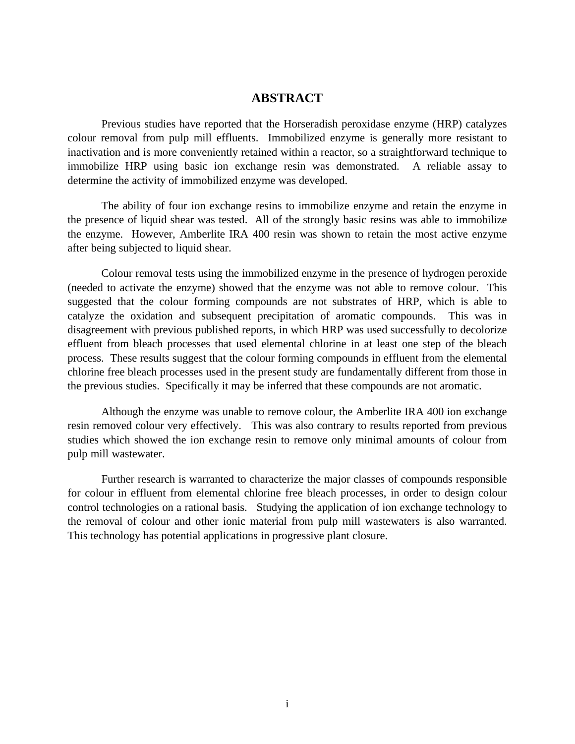# ABSTRACT

Previous studies have reported that the Horseradish peroxidase enzyme (HRP) catalyzes colour removal from pulp mill effluents. Immobilized enzyme is generally more resistant to inactivation and is more conveniently retained within a reactor, so a straightforward technique to immobilize HRP using basic ion exchange resin was demonstrated. A reliable assay to determine the activity of immobilized enzyme was developed.

The ability of four ion exchange resins to immobilize enzyme and retain the enzyme in the presence of liquid shear was tested. All of the strongly basic resins was able to immobilize the enzyme. However, Amberlite IRA 400 resin was shown to retain the most active enzyme after being subjected to liquid shear.

Colour removal tests using the immobilized enzyme in the presence of hydrogen peroxide (needed to activate the enzyme) showed that the enzyme was not able to remove colour. This suggested that the colour forming compounds are not substrates of HRP, which is able to catalyze the oxidation and subsequent precipitation of aromatic compounds. This was in disagreement with previous published reports, in which HRP was used successfully to decolorize effluent from bleach processes that used elemental chlorine in at least one step of the bleach process. These results suggest that the colour forming compounds in effluent from the elemental chlorine free bleach processes used in the present study are fundamentally different from those in the previous studies. Specifically it may be inferred that these compounds are not aromatic.

Although the enzyme was unable to remove colour, the Amberlite IRA 400 ion exchange resin removed colour very effectively. This was also contrary to results reported from previous studies which showed the ion exchange resin to remove only minimal amounts of colour from pulp mill wastewater.

Further research is warranted to characterize the major classes of compounds responsible for colour in effluent from elemental chlorine free bleach processes, in order to design colour control technologies on a rational basis. Studying the application of ion exchange technology to the removal of colour and other ionic material from pulp mill wastewaters is also warranted. This technology has potential applications in progressive plant closure.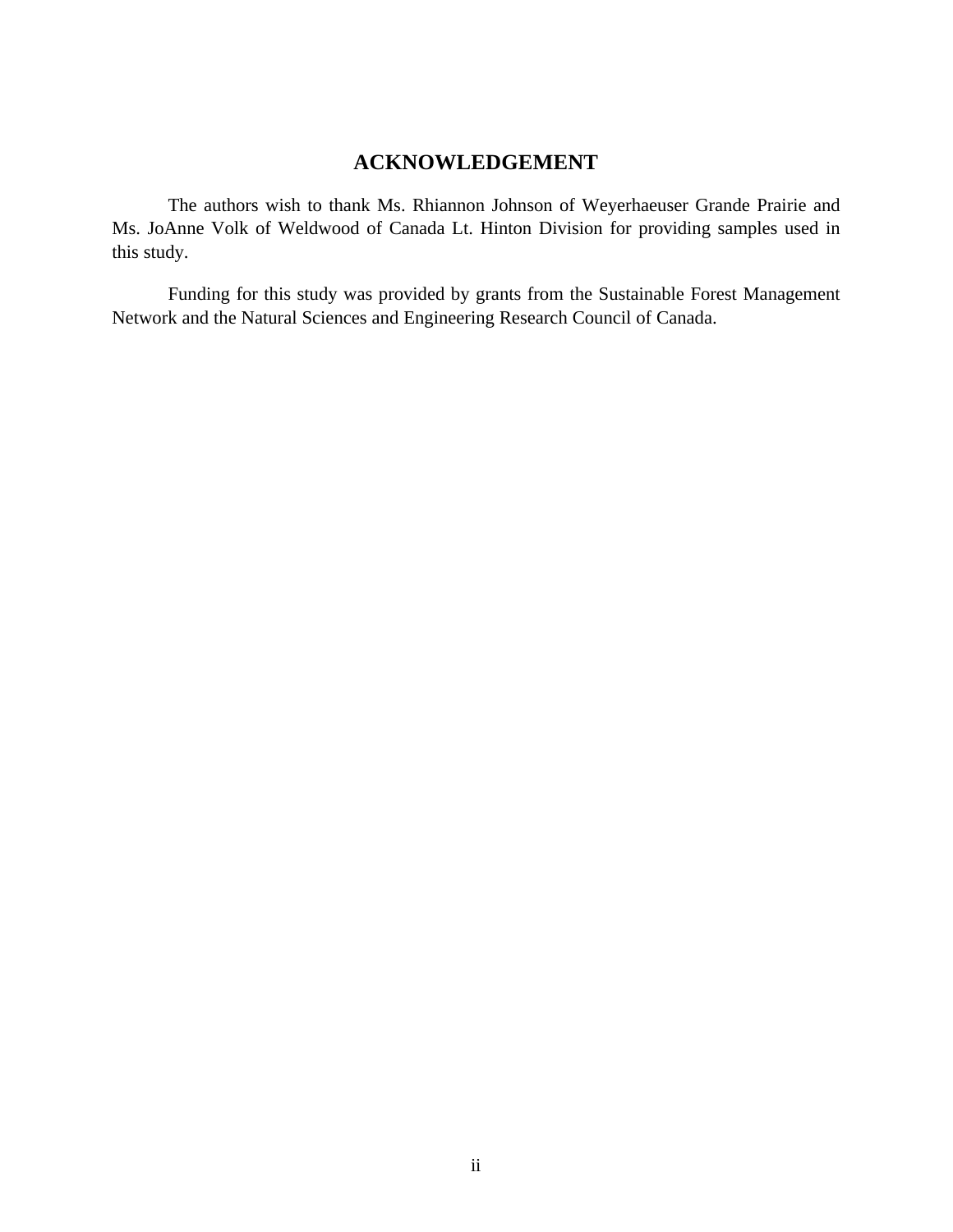# ACKNOWLEDGEMENT

The authors wish to thank Ms. Rhiannon Johnson of Weyerhaeuser Grande Prairie and Ms. JoAnne Volk of Weldwood of Canada Lt. Hinton Division for providing samples used in this study.

Funding for this study was provided by grants from the Sustainable Forest Management Network and the Natural Sciences and Engineering Research Council of Canada.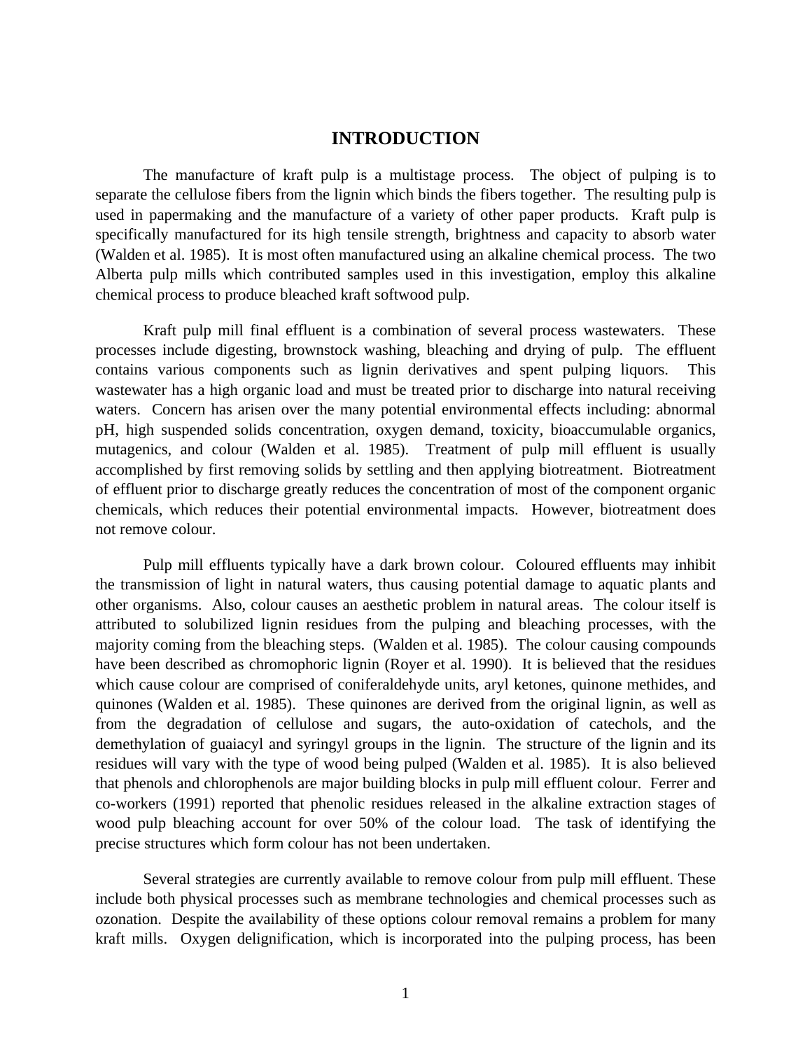# INTRODUCTION

The manufacture of kraft pulp is a multistage process. The object of pulping is to separate the cellulose fibers from the lignin which binds the fibers together. The resulting pulp is used in papermaking and the manufacture of a variety of other paper products. Kraft pulp is specifically manufactured for its high tensile strength, brightness and capacity to absorb water (Walden et al. 1985). It is most often manufactured using an alkaline chemical process. The two Alberta pulp mills which contributed samples used in this investigation, employ this alkaline chemical process to produce bleached kraft softwood pulp.

Kraft pulp mill final effluent is a combination of several process wastewaters. These processes include digesting, brownstock washing, bleaching and drying of pulp. The effluent contains various components such as lignin derivatives and spent pulping liquors. This wastewater has a high organic load and must be treated prior to discharge into natural receiving waters. Concern has arisen over the many potential environmental effects including: abnormal pH, high suspended solids concentration, oxygen demand, toxicity, bioaccumulable organics, mutagenics, and colour (Walden et al. 1985). Treatment of pulp mill effluent is usually accomplished by first removing solids by settling and then applying biotreatment. Biotreatment of effluent prior to discharge greatly reduces the concentration of most of the component organic chemicals, which reduces their potential environmental impacts. However, biotreatment does not remove colour.

Pulp mill effluents typically have a dark brown colour. Coloured effluents may inhibit the transmission of light in natural waters, thus causing potential damage to aquatic plants and other organisms. Also, colour causes an aesthetic problem in natural areas. The colour itself is attributed to solubilized lignin residues from the pulping and bleaching processes, with the majority coming from the bleaching steps. (Walden et al. 1985). The colour causing compounds have been described as chromophoric lignin (Royer et al. 1990). It is believed that the residues which cause colour are comprised of coniferaldehyde units, aryl ketones, quinone methides, and quinones (Walden et al. 1985). These quinones are derived from the original lignin, as well as from the degradation of cellulose and sugars, the auto-oxidation of catechols, and the demethylation of guaiacyl and syringyl groups in the lignin. The structure of the lignin and its residues will vary with the type of wood being pulped (Walden et al. 1985). It is also believed that phenols and chlorophenols are major building blocks in pulp mill effluent colour. Ferrer and co-workers (1991) reported that phenolic residues released in the alkaline extraction stages of wood pulp bleaching account for over 50% of the colour load. The task of identifying the precise structures which form colour has not been undertaken.

Several strategies are currently available to remove colour from pulp mill effluent. These include both physical processes such as membrane technologies and chemical processes such as ozonation. Despite the availability of these options colour removal remains a problem for many kraft mills. Oxygen delignification, which is incorporated into the pulping process, has been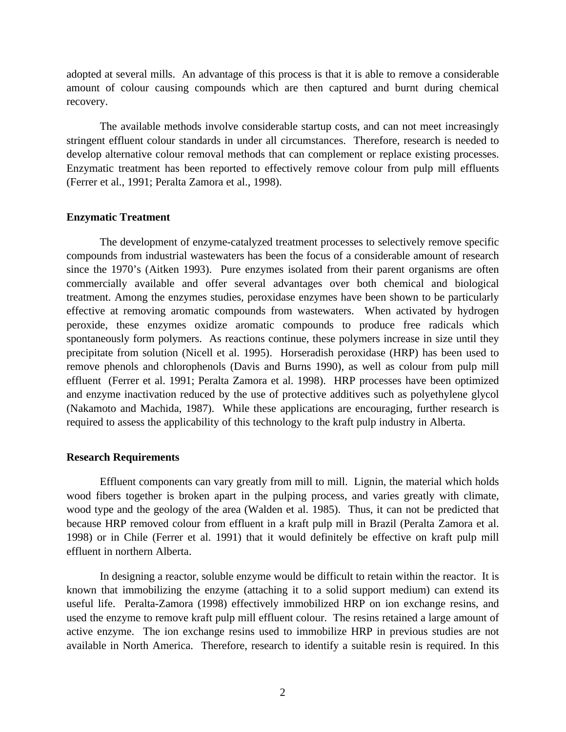adopted at several mills. An advantage of this process is that it is able to remove a considerable amount of colour causing compounds which are then captured and burnt during chemical recovery.

The available methods involve considerable startup costs, and can not meet increasingly stringent effluent colour standards in under all circumstances. Therefore, research is needed to develop alternative colour removal methods that can complement or replace existing processes. Enzymatic treatment has been reported to effectively remove colour from pulp mill effluents (Ferrer et al., 1991; Peralta Zamora et al., 1998).

**Enzymatic Treatment**

The development of enzyme-catalyzed treatment processes to selectively remove specific compounds from industrial wastewaters has been the focus of a considerable amount of research since the 1970's (Aitken 1993). Pure enzymes isolated from their parent organisms are often commercially available and offer several advantages over both chemical and biological treatment. Among the enzymes studies, peroxidase enzymes have been shown to be particularly effective at removing aromatic compounds from wastewaters. When activated by hydrogen peroxide, these enzymes oxidize aromatic compounds to produce free radicals which spontaneously form polymers. As reactions continue, these polymers increase in size until they precipitate from solution (Nicell et al. 1995). Horseradish peroxidase (HRP) has been used to remove phenols and chlorophenols (Davis and Burns 1990), as well as colour from pulp mill effluent (Ferrer et al. 1991; Peralta Zamora et al. 1998). HRP processes have been optimized and enzyme inactivation reduced by the use of protective additives such as polyethylene glycol (Nakamoto and Machida, 1987). While these applications are encouraging, further research is required to assess the applicability of this technology to the kraft pulp industry in Alberta.

**Research Requirements**

Effluent components can vary greatly from mill to mill. Lignin, the material which holds wood fibers together is broken apart in the pulping process, and varies greatly with climate, wood type and the geology of the area (Walden et al. 1985). Thus, it can not be predicted that because HRP removed colour from effluent in a kraft pulp mill in Brazil (Peralta Zamora et al. 1998) or in Chile (Ferrer et al. 1991) that it would definitely be effective on kraft pulp mill effluent in northern Alberta.

In designing a reactor, soluble enzyme would be difficult to retain within the reactor. It is known that immobilizing the enzyme (attaching it to a solid support medium) can extend its useful life. Peralta-Zamora (1998) effectively immobilized HRP on ion exchange resins, and used the enzyme to remove kraft pulp mill effluent colour. The resins retained a large amount of active enzyme. The ion exchange resins used to immobilize HRP in previous studies are not available in North America. Therefore, research to identify a suitable resin is required. In this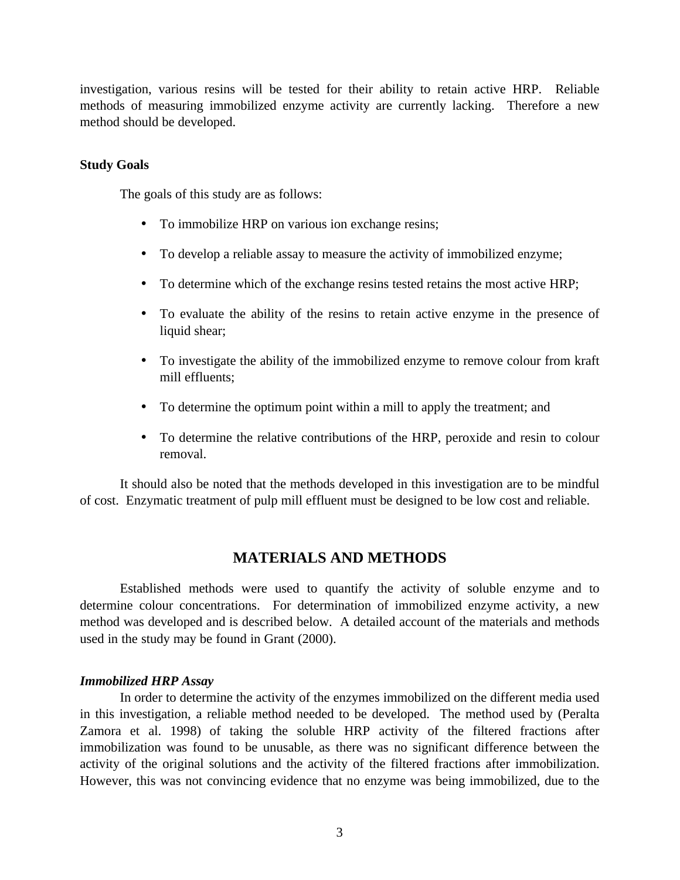investigation, various resins will be tested for their ability to retain active HRP. Reliable methods of measuring immobilized enzyme activity are currently lacking. Therefore a new method should be developed.

**Study Goals**

The goals of this study are as follows:

- To immobilize HRP on various ion exchange resins;
- To develop a reliable assay to measure the activity of immobilized enzyme;
- To determine which of the exchange resins tested retains the most active HRP;
- To evaluate the ability of the resins to retain active enzyme in the presence of liquid shear;
- To investigate the ability of the immobilized enzyme to remove colour from kraft mill effluents;
- To determine the optimum point within a mill to apply the treatment; and
- To determine the relative contributions of the HRP, peroxide and resin to colour removal.

It should also be noted that the methods developed in this investigation are to be mindful of cost. Enzymatic treatment of pulp mill effluent must be designed to be low cost and reliable.

## MATERIALS AND METHODS

Established methods were used to quantify the activity of soluble enzyme and to determine colour concentrations. For determination of immobilized enzyme activity, a new method was developed and is described below. A detailed account of the materials and methods used in the study may be found in Grant (2000).

***Immobilized HRP Assay***

In order to determine the activity of the enzymes immobilized on the different media used in this investigation, a reliable method needed to be developed. The method used by (Peralta Zamora et al. 1998) of taking the soluble HRP activity of the filtered fractions after immobilization was found to be unusable, as there was no significant difference between the activity of the original solutions and the activity of the filtered fractions after immobilization. However, this was not convincing evidence that no enzyme was being immobilized, due to the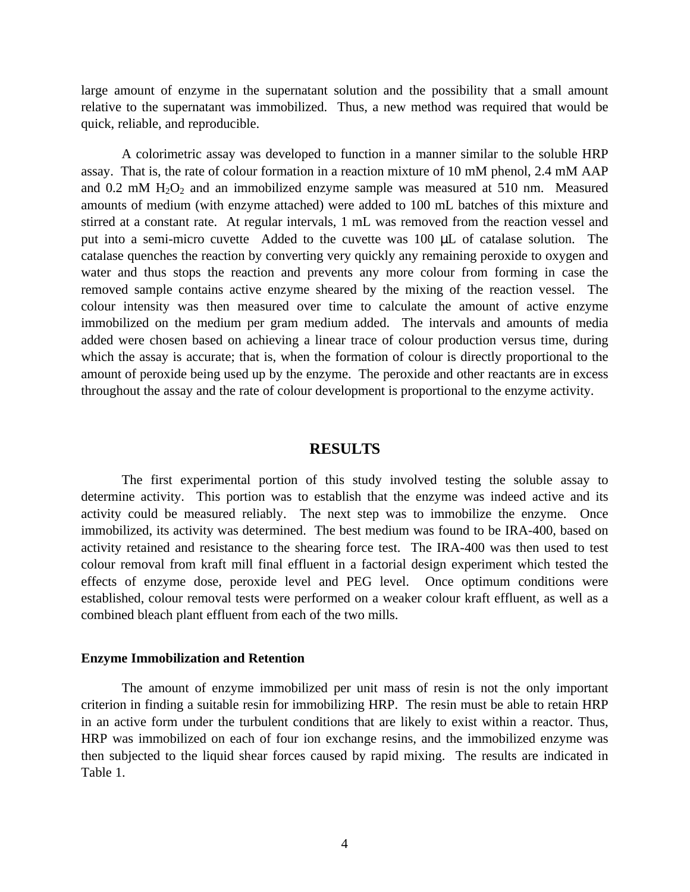large amount of enzyme in the supernatant solution and the possibility that a small amount relative to the supernatant was immobilized. Thus, a new method was required that would be quick, reliable, and reproducible.

A colorimetric assay was developed to function in a manner similar to the soluble HRP assay. That is, the rate of colour formation in a reaction mixture of 10 mM phenol, 2.4 mM AAP and 0.2 mM $H_2O_2$ and an immobilized enzyme sample was measured at 510 nm. Measured amounts of medium (with enzyme attached) were added to 100 mL batches of this mixture and stirred at a constant rate. At regular intervals, 1 mL was removed from the reaction vessel and put into a semi-micro cuvette Added to the cuvette was 100 μL of catalase solution. The catalase quenches the reaction by converting very quickly any remaining peroxide to oxygen and water and thus stops the reaction and prevents any more colour from forming in case the removed sample contains active enzyme sheared by the mixing of the reaction vessel. The colour intensity was then measured over time to calculate the amount of active enzyme immobilized on the medium per gram medium added. The intervals and amounts of media added were chosen based on achieving a linear trace of colour production versus time, during which the assay is accurate; that is, when the formation of colour is directly proportional to the amount of peroxide being used up by the enzyme. The peroxide and other reactants are in excess throughout the assay and the rate of colour development is proportional to the enzyme activity.

## RESULTS

The first experimental portion of this study involved testing the soluble assay to determine activity. This portion was to establish that the enzyme was indeed active and its activity could be measured reliably. The next step was to immobilize the enzyme. Once immobilized, its activity was determined. The best medium was found to be IRA-400, based on activity retained and resistance to the shearing force test. The IRA-400 was then used to test colour removal from kraft mill final effluent in a factorial design experiment which tested the effects of enzyme dose, peroxide level and PEG level. Once optimum conditions were established, colour removal tests were performed on a weaker colour kraft effluent, as well as a combined bleach plant effluent from each of the two mills.

### Enzyme Immobilization and Retention

The amount of enzyme immobilized per unit mass of resin is not the only important criterion in finding a suitable resin for immobilizing HRP. The resin must be able to retain HRP in an active form under the turbulent conditions that are likely to exist within a reactor. Thus, HRP was immobilized on each of four ion exchange resins, and the immobilized enzyme was then subjected to the liquid shear forces caused by rapid mixing. The results are indicated in Table 1.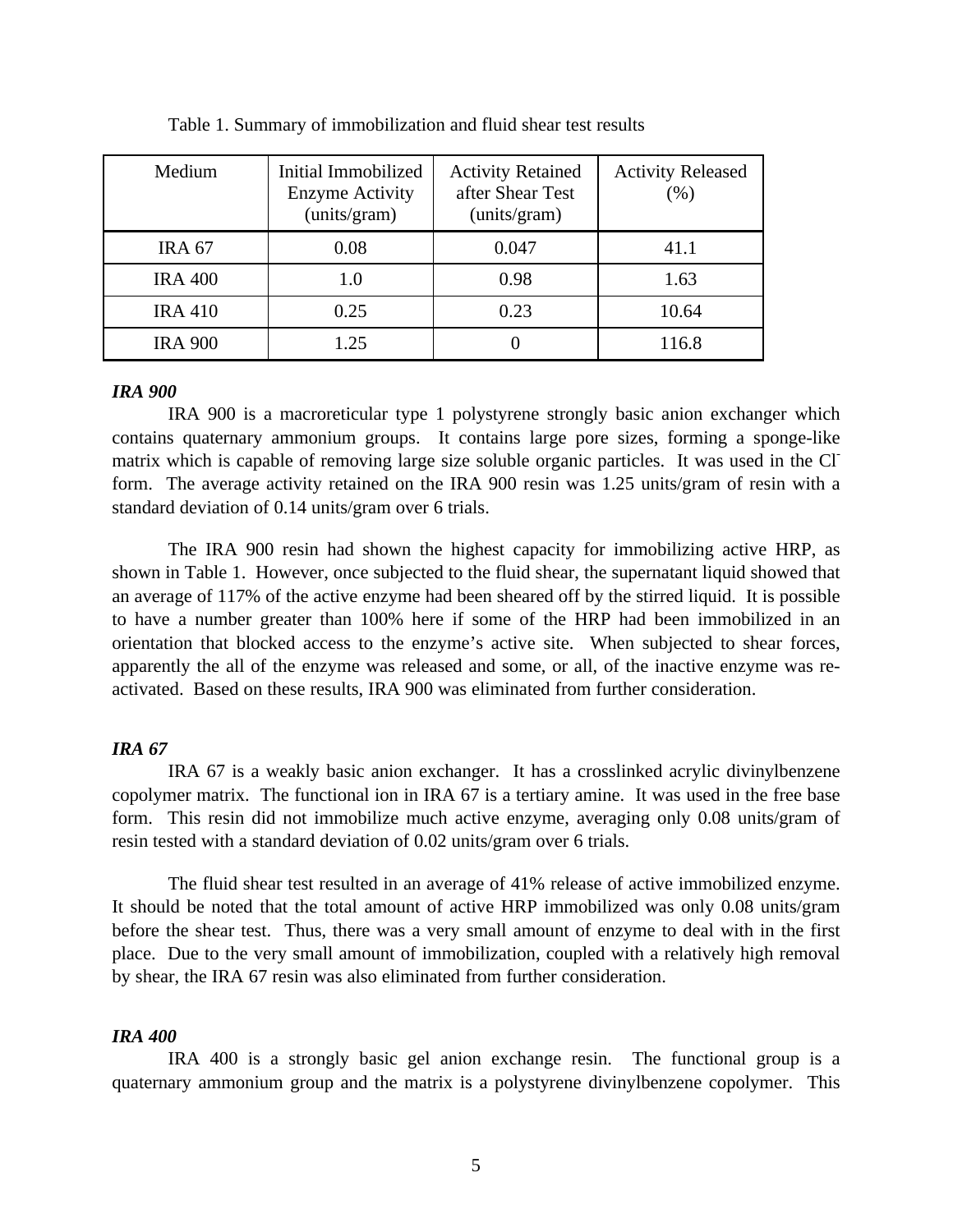Table 1. Summary of immobilization and fluid shear test results

| Medium | Initial Immobilized Enzyme Activity (units/gram) | Activity Retained after Shear Test (units/gram) | Activity Released (%) |
|---|---|---|---|
| IRA 67 | 0.08 | 0.047 | 41.1 |
| IRA 400 | 1.0 | 0.98 | 1.63 |
| IRA 410 | 0.25 | 0.23 | 10.64 |
| IRA 900 | 1.25 | 0 | 116.8 |

***IRA 900***

IRA 900 is a macroreticular type 1 polystyrene strongly basic anion exchanger which contains quaternary ammonium groups. It contains large pore sizes, forming a sponge-like matrix which is capable of removing large size soluble organic particles. It was used in the $Cl^-$ form. The average activity retained on the IRA 900 resin was 1.25 units/gram of resin with a standard deviation of 0.14 units/gram over 6 trials.

The IRA 900 resin had shown the highest capacity for immobilizing active HRP, as shown in Table 1. However, once subjected to the fluid shear, the supernatant liquid showed that an average of 117% of the active enzyme had been sheared off by the stirred liquid. It is possible to have a number greater than 100% here if some of the HRP had been immobilized in an orientation that blocked access to the enzyme's active site. When subjected to shear forces, apparently the all of the enzyme was released and some, or all, of the inactive enzyme was re-activated. Based on these results, IRA 900 was eliminated from further consideration.

***IRA 67***

IRA 67 is a weakly basic anion exchanger. It has a crosslinked acrylic divinylbenzene copolymer matrix. The functional ion in IRA 67 is a tertiary amine. It was used in the free base form. This resin did not immobilize much active enzyme, averaging only 0.08 units/gram of resin tested with a standard deviation of 0.02 units/gram over 6 trials.

The fluid shear test resulted in an average of 41% release of active immobilized enzyme. It should be noted that the total amount of active HRP immobilized was only 0.08 units/gram before the shear test. Thus, there was a very small amount of enzyme to deal with in the first place. Due to the very small amount of immobilization, coupled with a relatively high removal by shear, the IRA 67 resin was also eliminated from further consideration.

***IRA 400***

IRA 400 is a strongly basic gel anion exchange resin. The functional group is a quaternary ammonium group and the matrix is a polystyrene divinylbenzene copolymer. This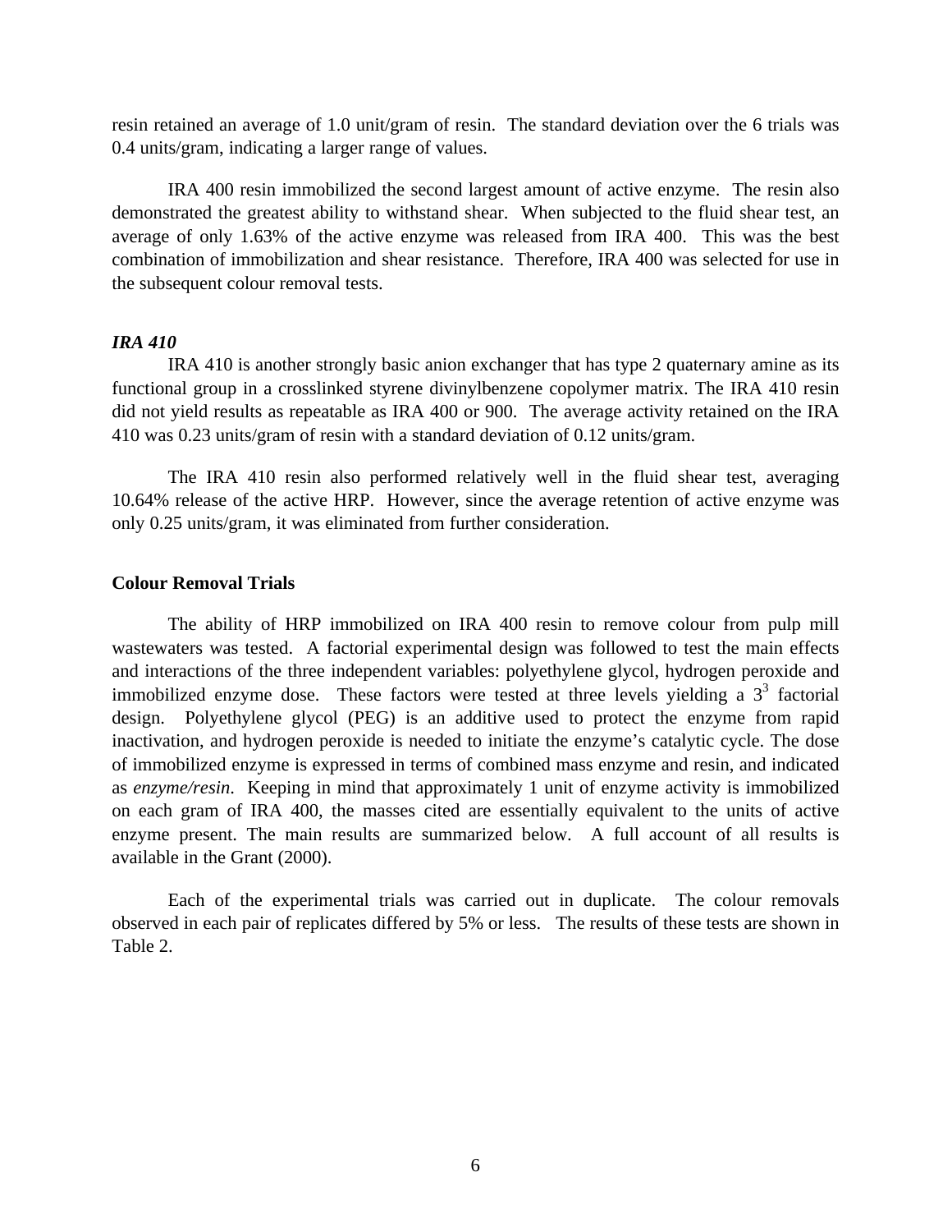resin retained an average of 1.0 unit/gram of resin. The standard deviation over the 6 trials was 0.4 units/gram, indicating a larger range of values.

IRA 400 resin immobilized the second largest amount of active enzyme. The resin also demonstrated the greatest ability to withstand shear. When subjected to the fluid shear test, an average of only 1.63% of the active enzyme was released from IRA 400. This was the best combination of immobilization and shear resistance. Therefore, IRA 400 was selected for use in the subsequent colour removal tests.

### *IRA 410*

IRA 410 is another strongly basic anion exchanger that has type 2 quaternary amine as its functional group in a crosslinked styrene divinylbenzene copolymer matrix. The IRA 410 resin did not yield results as repeatable as IRA 400 or 900. The average activity retained on the IRA 410 was 0.23 units/gram of resin with a standard deviation of 0.12 units/gram.

The IRA 410 resin also performed relatively well in the fluid shear test, averaging 10.64% release of the active HRP. However, since the average retention of active enzyme was only 0.25 units/gram, it was eliminated from further consideration.

## Colour Removal Trials

The ability of HRP immobilized on IRA 400 resin to remove colour from pulp mill wastewaters was tested. A factorial experimental design was followed to test the main effects and interactions of the three independent variables: polyethylene glycol, hydrogen peroxide and immobilized enzyme dose. These factors were tested at three levels yielding a $3^3$ factorial design. Polyethylene glycol (PEG) is an additive used to protect the enzyme from rapid inactivation, and hydrogen peroxide is needed to initiate the enzyme's catalytic cycle. The dose of immobilized enzyme is expressed in terms of combined mass enzyme and resin, and indicated as *enzyme/resin*. Keeping in mind that approximately 1 unit of enzyme activity is immobilized on each gram of IRA 400, the masses cited are essentially equivalent to the units of active enzyme present. The main results are summarized below. A full account of all results is available in the Grant (2000).

Each of the experimental trials was carried out in duplicate. The colour removals observed in each pair of replicates differed by 5% or less. The results of these tests are shown in Table 2.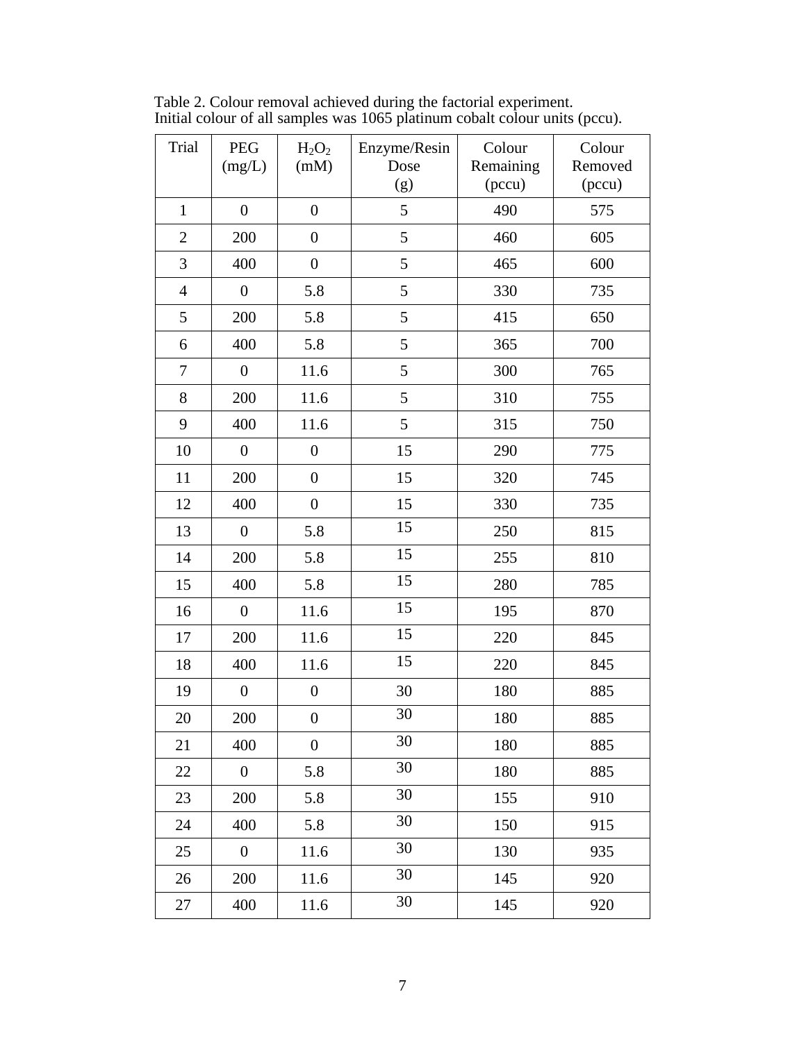Table 2. Colour removal achieved during the factorial experiment.
Initial colour of all samples was 1065 platinum cobalt colour units (pccu).

| Trial | PEG (mg/L) | $H_2O_2$ (mM) | Enzyme/Resin Dose (g) | Colour Remaining (pccu) | Colour Removed (pccu) |
|---|---|---|---|---|---|
| 1 | 0 | 0 | 5 | 490 | 575 |
| 2 | 200 | 0 | 5 | 460 | 605 |
| 3 | 400 | 0 | 5 | 465 | 600 |
| 4 | 0 | 5.8 | 5 | 330 | 735 |
| 5 | 200 | 5.8 | 5 | 415 | 650 |
| 6 | 400 | 5.8 | 5 | 365 | 700 |
| 7 | 0 | 11.6 | 5 | 300 | 765 |
| 8 | 200 | 11.6 | 5 | 310 | 755 |
| 9 | 400 | 11.6 | 5 | 315 | 750 |
| 10 | 0 | 0 | 15 | 290 | 775 |
| 11 | 200 | 0 | 15 | 320 | 745 |
| 12 | 400 | 0 | 15 | 330 | 735 |
| 13 | 0 | 5.8 | 15 | 250 | 815 |
| 14 | 200 | 5.8 | 15 | 255 | 810 |
| 15 | 400 | 5.8 | 15 | 280 | 785 |
| 16 | 0 | 11.6 | 15 | 195 | 870 |
| 17 | 200 | 11.6 | 15 | 220 | 845 |
| 18 | 400 | 11.6 | 15 | 220 | 845 |
| 19 | 0 | 0 | 30 | 180 | 885 |
| 20 | 200 | 0 | 30 | 180 | 885 |
| 21 | 400 | 0 | 30 | 180 | 885 |
| 22 | 0 | 5.8 | 30 | 180 | 885 |
| 23 | 200 | 5.8 | 30 | 155 | 910 |
| 24 | 400 | 5.8 | 30 | 150 | 915 |
| 25 | 0 | 11.6 | 30 | 130 | 935 |
| 26 | 200 | 11.6 | 30 | 145 | 920 |
| 27 | 400 | 11.6 | 30 | 145 | 920 |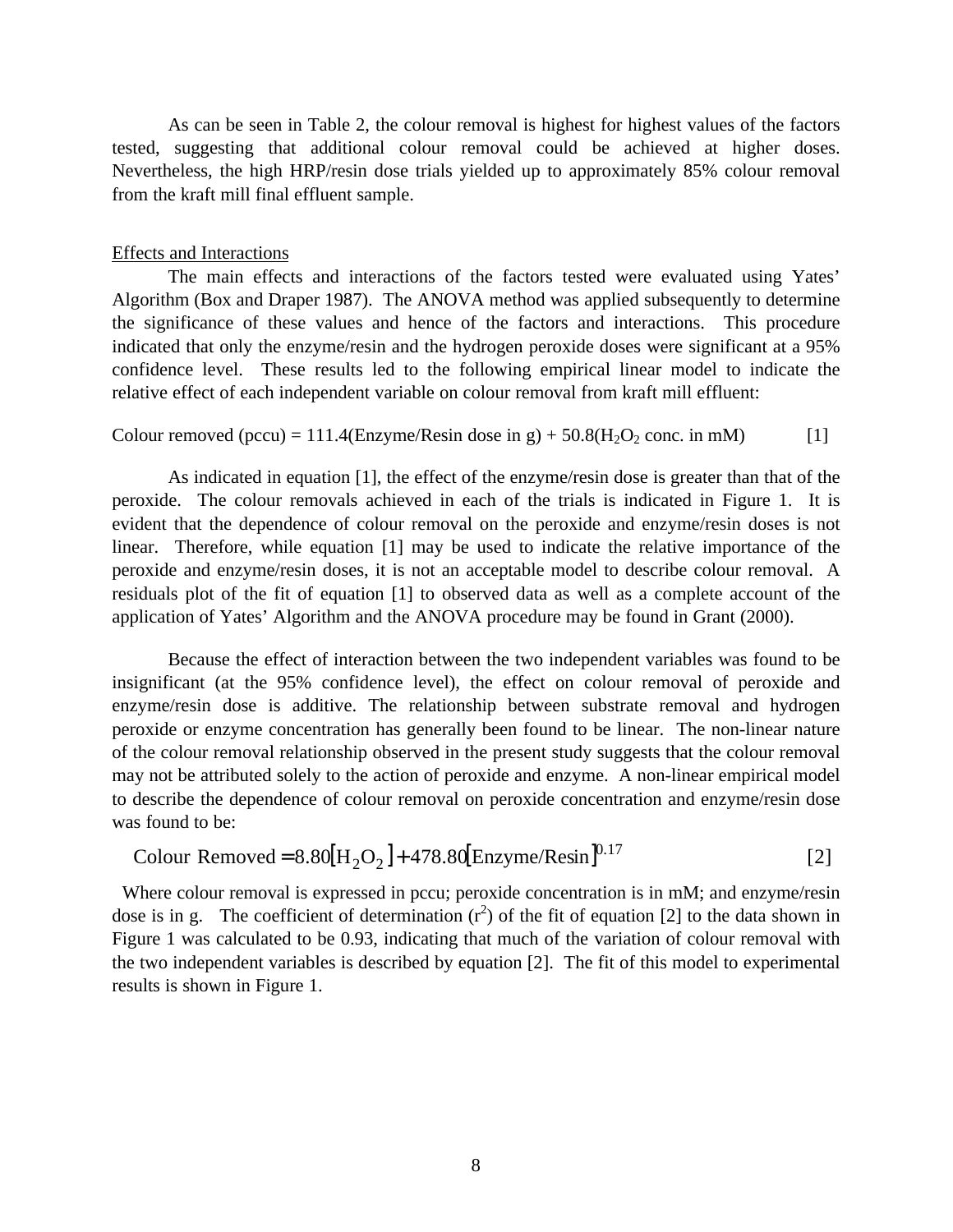As can be seen in Table 2, the colour removal is highest for highest values of the factors tested, suggesting that additional colour removal could be achieved at higher doses. Nevertheless, the high HRP/resin dose trials yielded up to approximately 85% colour removal from the kraft mill final effluent sample.

Effects and Interactions

The main effects and interactions of the factors tested were evaluated using Yates' Algorithm (Box and Draper 1987). The ANOVA method was applied subsequently to determine the significance of these values and hence of the factors and interactions. This procedure indicated that only the enzyme/resin and the hydrogen peroxide doses were significant at a 95% confidence level. These results led to the following empirical linear model to indicate the relative effect of each independent variable on colour removal from kraft mill effluent:

Colour removed (pccu) = 111.4(Enzyme/Resin dose in g) + 50.8($H_2O_2$ conc. in mM) [1]

As indicated in equation [1], the effect of the enzyme/resin dose is greater than that of the peroxide. The colour removals achieved in each of the trials is indicated in Figure 1. It is evident that the dependence of colour removal on the peroxide and enzyme/resin doses is not linear. Therefore, while equation [1] may be used to indicate the relative importance of the peroxide and enzyme/resin doses, it is not an acceptable model to describe colour removal. A residuals plot of the fit of equation [1] to observed data as well as a complete account of the application of Yates' Algorithm and the ANOVA procedure may be found in Grant (2000).

Because the effect of interaction between the two independent variables was found to be insignificant (at the 95% confidence level), the effect on colour removal of peroxide and enzyme/resin dose is additive. The relationship between substrate removal and hydrogen peroxide or enzyme concentration has generally been found to be linear. The non-linear nature of the colour removal relationship observed in the present study suggests that the colour removal may not be attributed solely to the action of peroxide and enzyme. A non-linear empirical model to describe the dependence of colour removal on peroxide concentration and enzyme/resin dose was found to be:

$$\text{Colour Removed} = 8.80[H_2O_2] + 478.80[\text{Enzyme/Resin}]^{0.17} \qquad [2]$$

Where colour removal is expressed in pccu; peroxide concentration is in mM; and enzyme/resin dose is in g. The coefficient of determination ($r^2$) of the fit of equation [2] to the data shown in Figure 1 was calculated to be 0.93, indicating that much of the variation of colour removal with the two independent variables is described by equation [2]. The fit of this model to experimental results is shown in Figure 1.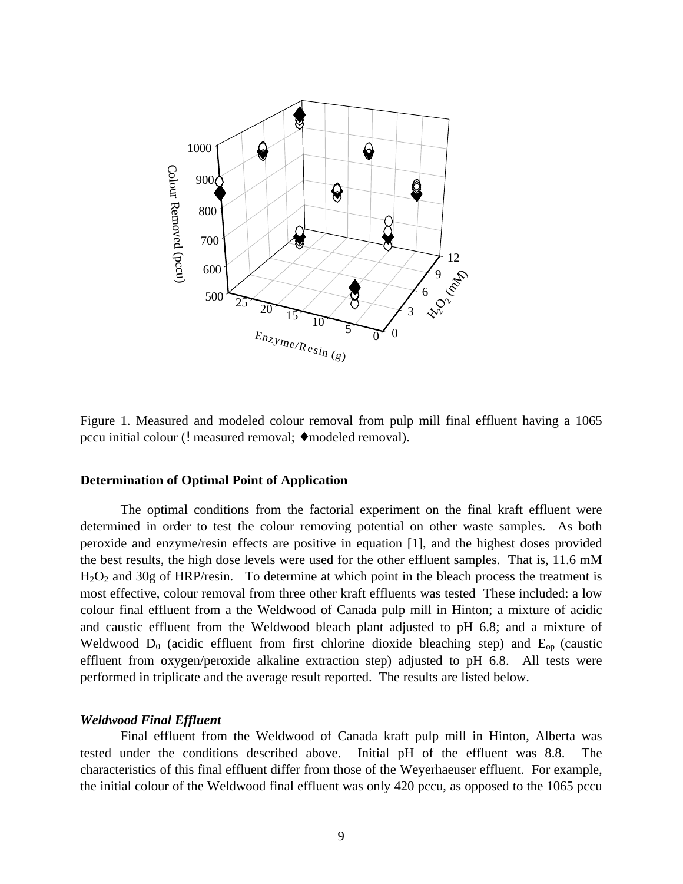Figure 1. Measured and modeled colour removal from pulp mill final effluent having a 1065 pccu initial colour (! measured removal; ♦modeled removal).

### Determination of Optimal Point of Application

The optimal conditions from the factorial experiment on the final kraft effluent were determined in order to test the colour removing potential on other waste samples. As both peroxide and enzyme/resin effects are positive in equation [1], and the highest doses provided the best results, the high dose levels were used for the other effluent samples. That is, 11.6 mM $H_2O_2$ and 30g of HRP/resin. To determine at which point in the bleach process the treatment is most effective, colour removal from three other kraft effluents was tested These included: a low colour final effluent from a the Weldwood of Canada pulp mill in Hinton; a mixture of acidic and caustic effluent from the Weldwood bleach plant adjusted to pH 6.8; and a mixture of Weldwood $D_0$ (acidic effluent from first chlorine dioxide bleaching step) and $E_{op}$ (caustic effluent from oxygen/peroxide alkaline extraction step) adjusted to pH 6.8. All tests were performed in triplicate and the average result reported. The results are listed below.

#### *Weldwood Final Effluent*

Final effluent from the Weldwood of Canada kraft pulp mill in Hinton, Alberta was tested under the conditions described above. Initial pH of the effluent was 8.8. The characteristics of this final effluent differ from those of the Weyerhaeuser effluent. For example, the initial colour of the Weldwood final effluent was only 420 pccu, as opposed to the 1065 pccu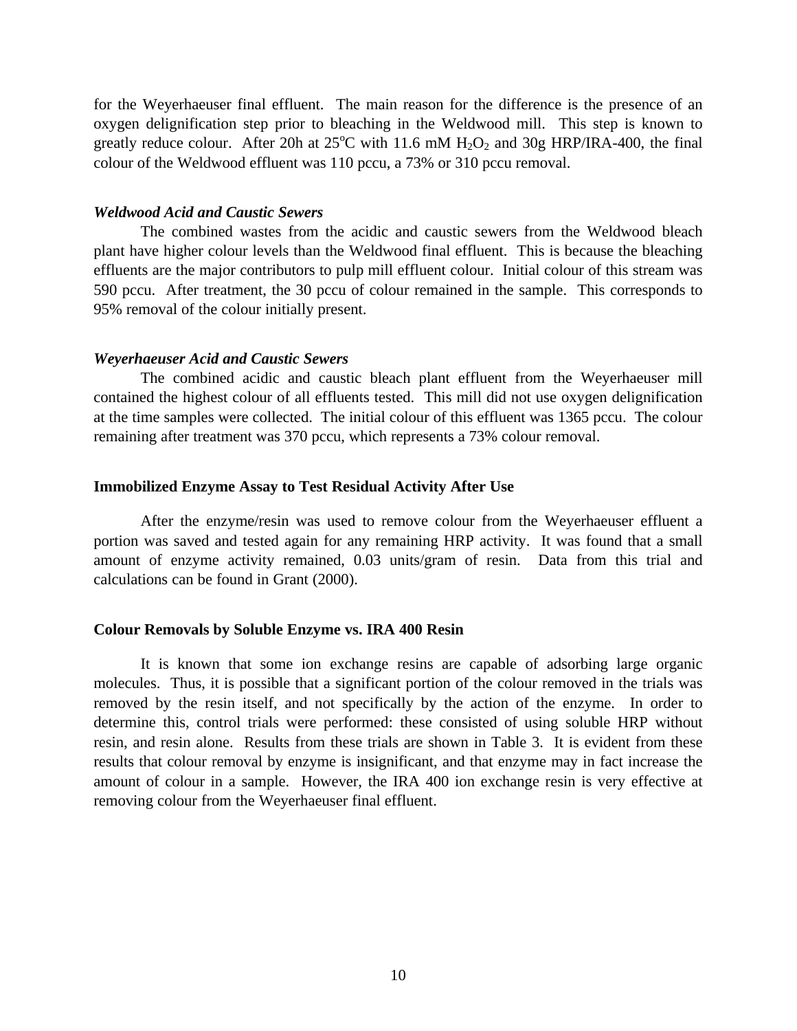for the Weyerhaeuser final effluent. The main reason for the difference is the presence of an oxygen delignification step prior to bleaching in the Weldwood mill. This step is known to greatly reduce colour. After 20h at $25^oC$ with 11.6 mM $H_2O_2$ and 30g HRP/IRA-400, the final colour of the Weldwood effluent was 110 pccu, a 73% or 310 pccu removal.

### *Weldwood Acid and Caustic Sewers*

The combined wastes from the acidic and caustic sewers from the Weldwood bleach plant have higher colour levels than the Weldwood final effluent. This is because the bleaching effluents are the major contributors to pulp mill effluent colour. Initial colour of this stream was 590 pccu. After treatment, the 30 pccu of colour remained in the sample. This corresponds to 95% removal of the colour initially present.

### *Weyerhaeuser Acid and Caustic Sewers*

The combined acidic and caustic bleach plant effluent from the Weyerhaeuser mill contained the highest colour of all effluents tested. This mill did not use oxygen delignification at the time samples were collected. The initial colour of this effluent was 1365 pccu. The colour remaining after treatment was 370 pccu, which represents a 73% colour removal.

## **Immobilized Enzyme Assay to Test Residual Activity After Use**

After the enzyme/resin was used to remove colour from the Weyerhaeuser effluent a portion was saved and tested again for any remaining HRP activity. It was found that a small amount of enzyme activity remained, 0.03 units/gram of resin. Data from this trial and calculations can be found in Grant (2000).

## **Colour Removals by Soluble Enzyme vs. IRA 400 Resin**

It is known that some ion exchange resins are capable of adsorbing large organic molecules. Thus, it is possible that a significant portion of the colour removed in the trials was removed by the resin itself, and not specifically by the action of the enzyme. In order to determine this, control trials were performed: these consisted of using soluble HRP without resin, and resin alone. Results from these trials are shown in Table 3. It is evident from these results that colour removal by enzyme is insignificant, and that enzyme may in fact increase the amount of colour in a sample. However, the IRA 400 ion exchange resin is very effective at removing colour from the Weyerhaeuser final effluent.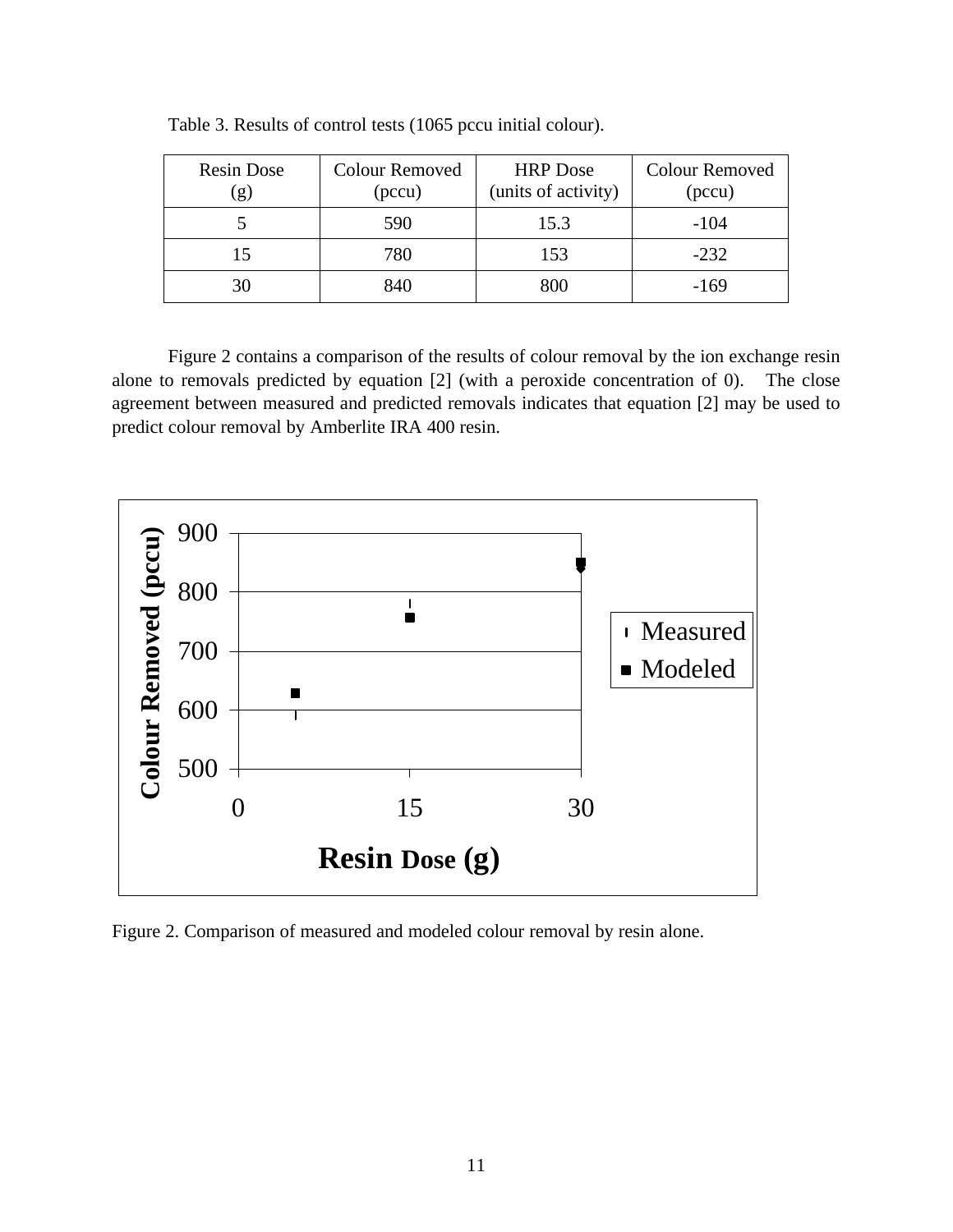Table 3. Results of control tests (1065 pccu initial colour).

| Resin Dose (g) | Colour Removed (pccu) | HRP Dose (units of activity) | Colour Removed (pccu) |
|---|---|---|---|
| 5 | 590 | 15.3 | -104 |
| 15 | 780 | 153 | -232 |
| 30 | 840 | 800 | -169 |

Figure 2 contains a comparison of the results of colour removal by the ion exchange resin alone to removals predicted by equation [2] (with a peroxide concentration of 0). The close agreement between measured and predicted removals indicates that equation [2] may be used to predict colour removal by Amberlite IRA 400 resin.

Figure 2. Comparison of measured and modeled colour removal by resin alone.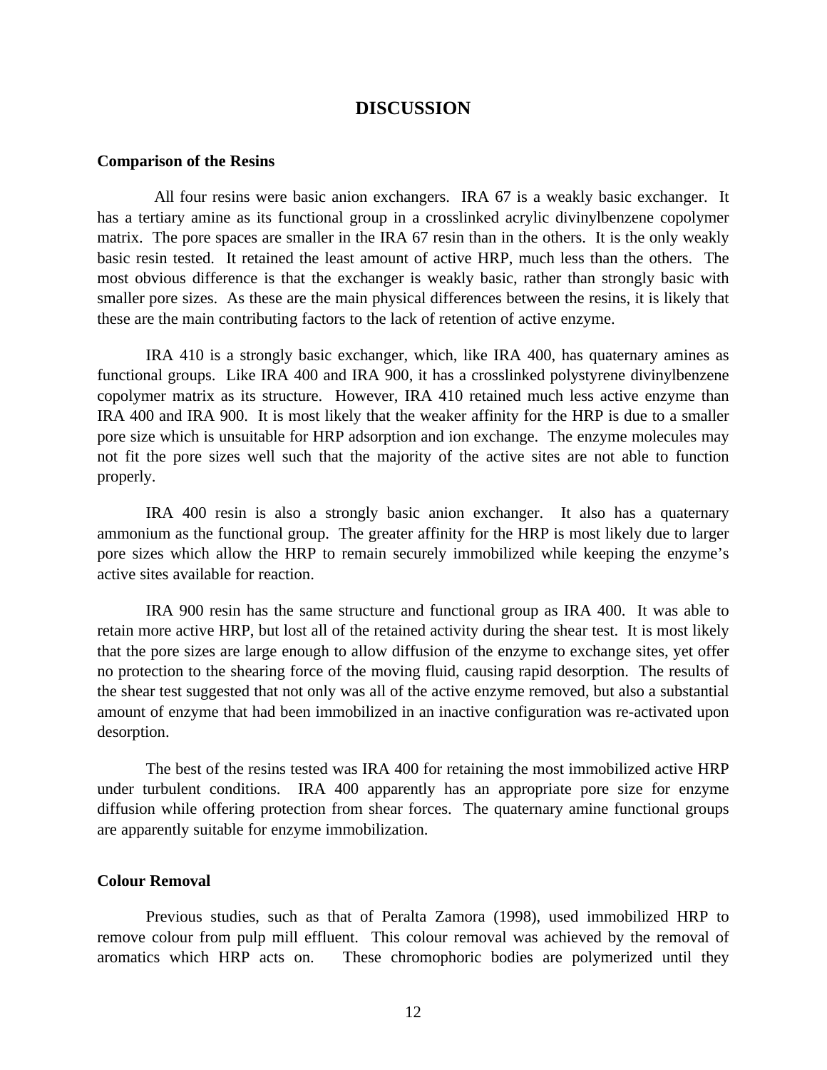# DISCUSSION

## Comparison of the Resins

All four resins were basic anion exchangers. IRA 67 is a weakly basic exchanger. It has a tertiary amine as its functional group in a crosslinked acrylic divinylbenzene copolymer matrix. The pore spaces are smaller in the IRA 67 resin than in the others. It is the only weakly basic resin tested. It retained the least amount of active HRP, much less than the others. The most obvious difference is that the exchanger is weakly basic, rather than strongly basic with smaller pore sizes. As these are the main physical differences between the resins, it is likely that these are the main contributing factors to the lack of retention of active enzyme.

IRA 410 is a strongly basic exchanger, which, like IRA 400, has quaternary amines as functional groups. Like IRA 400 and IRA 900, it has a crosslinked polystyrene divinylbenzene copolymer matrix as its structure. However, IRA 410 retained much less active enzyme than IRA 400 and IRA 900. It is most likely that the weaker affinity for the HRP is due to a smaller pore size which is unsuitable for HRP adsorption and ion exchange. The enzyme molecules may not fit the pore sizes well such that the majority of the active sites are not able to function properly.

IRA 400 resin is also a strongly basic anion exchanger. It also has a quaternary ammonium as the functional group. The greater affinity for the HRP is most likely due to larger pore sizes which allow the HRP to remain securely immobilized while keeping the enzyme's active sites available for reaction.

IRA 900 resin has the same structure and functional group as IRA 400. It was able to retain more active HRP, but lost all of the retained activity during the shear test. It is most likely that the pore sizes are large enough to allow diffusion of the enzyme to exchange sites, yet offer no protection to the shearing force of the moving fluid, causing rapid desorption. The results of the shear test suggested that not only was all of the active enzyme removed, but also a substantial amount of enzyme that had been immobilized in an inactive configuration was re-activated upon desorption.

The best of the resins tested was IRA 400 for retaining the most immobilized active HRP under turbulent conditions. IRA 400 apparently has an appropriate pore size for enzyme diffusion while offering protection from shear forces. The quaternary amine functional groups are apparently suitable for enzyme immobilization.

## Colour Removal

Previous studies, such as that of Peralta Zamora (1998), used immobilized HRP to remove colour from pulp mill effluent. This colour removal was achieved by the removal of aromatics which HRP acts on. These chromophoric bodies are polymerized until they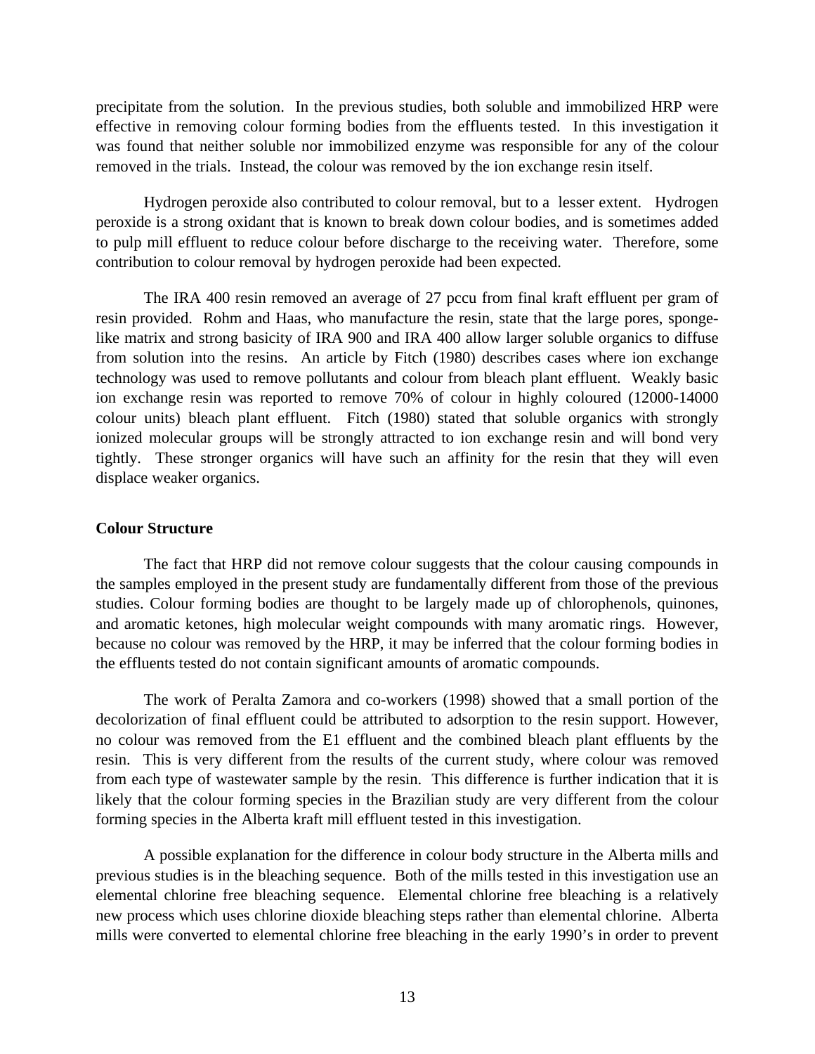precipitate from the solution. In the previous studies, both soluble and immobilized HRP were effective in removing colour forming bodies from the effluents tested. In this investigation it was found that neither soluble nor immobilized enzyme was responsible for any of the colour removed in the trials. Instead, the colour was removed by the ion exchange resin itself.

Hydrogen peroxide also contributed to colour removal, but to a lesser extent. Hydrogen peroxide is a strong oxidant that is known to break down colour bodies, and is sometimes added to pulp mill effluent to reduce colour before discharge to the receiving water. Therefore, some contribution to colour removal by hydrogen peroxide had been expected.

The IRA 400 resin removed an average of 27 pccu from final kraft effluent per gram of resin provided. Rohm and Haas, who manufacture the resin, state that the large pores, sponge-like matrix and strong basicity of IRA 900 and IRA 400 allow larger soluble organics to diffuse from solution into the resins. An article by Fitch (1980) describes cases where ion exchange technology was used to remove pollutants and colour from bleach plant effluent. Weakly basic ion exchange resin was reported to remove 70% of colour in highly coloured (12000-14000 colour units) bleach plant effluent. Fitch (1980) stated that soluble organics with strongly ionized molecular groups will be strongly attracted to ion exchange resin and will bond very tightly. These stronger organics will have such an affinity for the resin that they will even displace weaker organics.

**Colour Structure**

The fact that HRP did not remove colour suggests that the colour causing compounds in the samples employed in the present study are fundamentally different from those of the previous studies. Colour forming bodies are thought to be largely made up of chlorophenols, quinones, and aromatic ketones, high molecular weight compounds with many aromatic rings. However, because no colour was removed by the HRP, it may be inferred that the colour forming bodies in the effluents tested do not contain significant amounts of aromatic compounds.

The work of Peralta Zamora and co-workers (1998) showed that a small portion of the decolorization of final effluent could be attributed to adsorption to the resin support. However, no colour was removed from the E1 effluent and the combined bleach plant effluents by the resin. This is very different from the results of the current study, where colour was removed from each type of wastewater sample by the resin. This difference is further indication that it is likely that the colour forming species in the Brazilian study are very different from the colour forming species in the Alberta kraft mill effluent tested in this investigation.

A possible explanation for the difference in colour body structure in the Alberta mills and previous studies is in the bleaching sequence. Both of the mills tested in this investigation use an elemental chlorine free bleaching sequence. Elemental chlorine free bleaching is a relatively new process which uses chlorine dioxide bleaching steps rather than elemental chlorine. Alberta mills were converted to elemental chlorine free bleaching in the early 1990's in order to prevent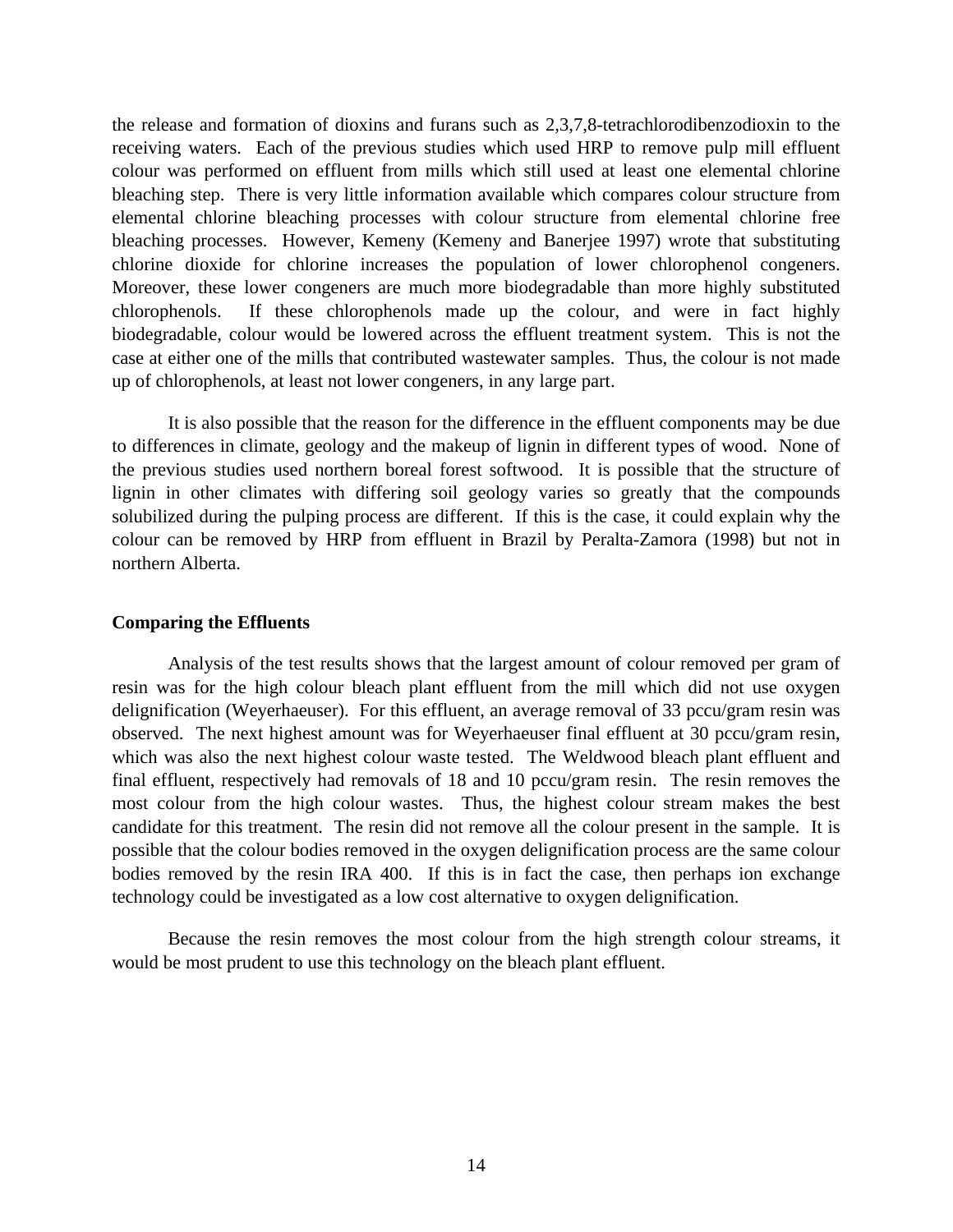the release and formation of dioxins and furans such as 2,3,7,8-tetrachlorodibenzodioxin to the receiving waters. Each of the previous studies which used HRP to remove pulp mill effluent colour was performed on effluent from mills which still used at least one elemental chlorine bleaching step. There is very little information available which compares colour structure from elemental chlorine bleaching processes with colour structure from elemental chlorine free bleaching processes. However, Kemeny (Kemeny and Banerjee 1997) wrote that substituting chlorine dioxide for chlorine increases the population of lower chlorophenol congeners. Moreover, these lower congeners are much more biodegradable than more highly substituted chlorophenols. If these chlorophenols made up the colour, and were in fact highly biodegradable, colour would be lowered across the effluent treatment system. This is not the case at either one of the mills that contributed wastewater samples. Thus, the colour is not made up of chlorophenols, at least not lower congeners, in any large part.

It is also possible that the reason for the difference in the effluent components may be due to differences in climate, geology and the makeup of lignin in different types of wood. None of the previous studies used northern boreal forest softwood. It is possible that the structure of lignin in other climates with differing soil geology varies so greatly that the compounds solubilized during the pulping process are different. If this is the case, it could explain why the colour can be removed by HRP from effluent in Brazil by Peralta-Zamora (1998) but not in northern Alberta.

**Comparing the Effluents**

Analysis of the test results shows that the largest amount of colour removed per gram of resin was for the high colour bleach plant effluent from the mill which did not use oxygen delignification (Weyerhaeuser). For this effluent, an average removal of 33 pccu/gram resin was observed. The next highest amount was for Weyerhaeuser final effluent at 30 pccu/gram resin, which was also the next highest colour waste tested. The Weldwood bleach plant effluent and final effluent, respectively had removals of 18 and 10 pccu/gram resin. The resin removes the most colour from the high colour wastes. Thus, the highest colour stream makes the best candidate for this treatment. The resin did not remove all the colour present in the sample. It is possible that the colour bodies removed in the oxygen delignification process are the same colour bodies removed by the resin IRA 400. If this is in fact the case, then perhaps ion exchange technology could be investigated as a low cost alternative to oxygen delignification.

Because the resin removes the most colour from the high strength colour streams, it would be most prudent to use this technology on the bleach plant effluent.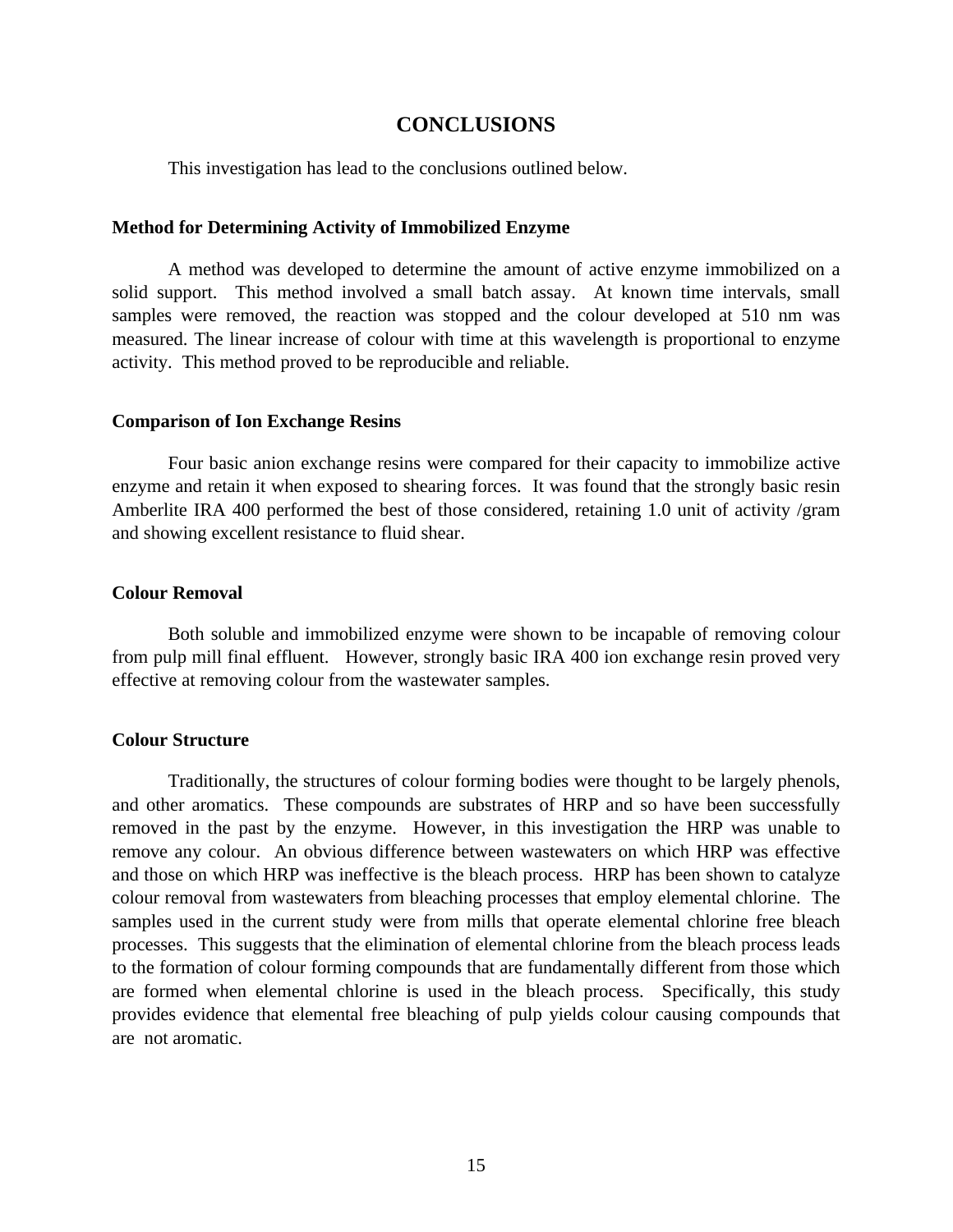# CONCLUSIONS

This investigation has lead to the conclusions outlined below.

### Method for Determining Activity of Immobilized Enzyme

A method was developed to determine the amount of active enzyme immobilized on a solid support. This method involved a small batch assay. At known time intervals, small samples were removed, the reaction was stopped and the colour developed at 510 nm was measured. The linear increase of colour with time at this wavelength is proportional to enzyme activity. This method proved to be reproducible and reliable.

### Comparison of Ion Exchange Resins

Four basic anion exchange resins were compared for their capacity to immobilize active enzyme and retain it when exposed to shearing forces. It was found that the strongly basic resin Amberlite IRA 400 performed the best of those considered, retaining 1.0 unit of activity /gram and showing excellent resistance to fluid shear.

### Colour Removal

Both soluble and immobilized enzyme were shown to be incapable of removing colour from pulp mill final effluent. However, strongly basic IRA 400 ion exchange resin proved very effective at removing colour from the wastewater samples.

### Colour Structure

Traditionally, the structures of colour forming bodies were thought to be largely phenols, and other aromatics. These compounds are substrates of HRP and so have been successfully removed in the past by the enzyme. However, in this investigation the HRP was unable to remove any colour. An obvious difference between wastewaters on which HRP was effective and those on which HRP was ineffective is the bleach process. HRP has been shown to catalyze colour removal from wastewaters from bleaching processes that employ elemental chlorine. The samples used in the current study were from mills that operate elemental chlorine free bleach processes. This suggests that the elimination of elemental chlorine from the bleach process leads to the formation of colour forming compounds that are fundamentally different from those which are formed when elemental chlorine is used in the bleach process. Specifically, this study provides evidence that elemental free bleaching of pulp yields colour causing compounds that are not aromatic.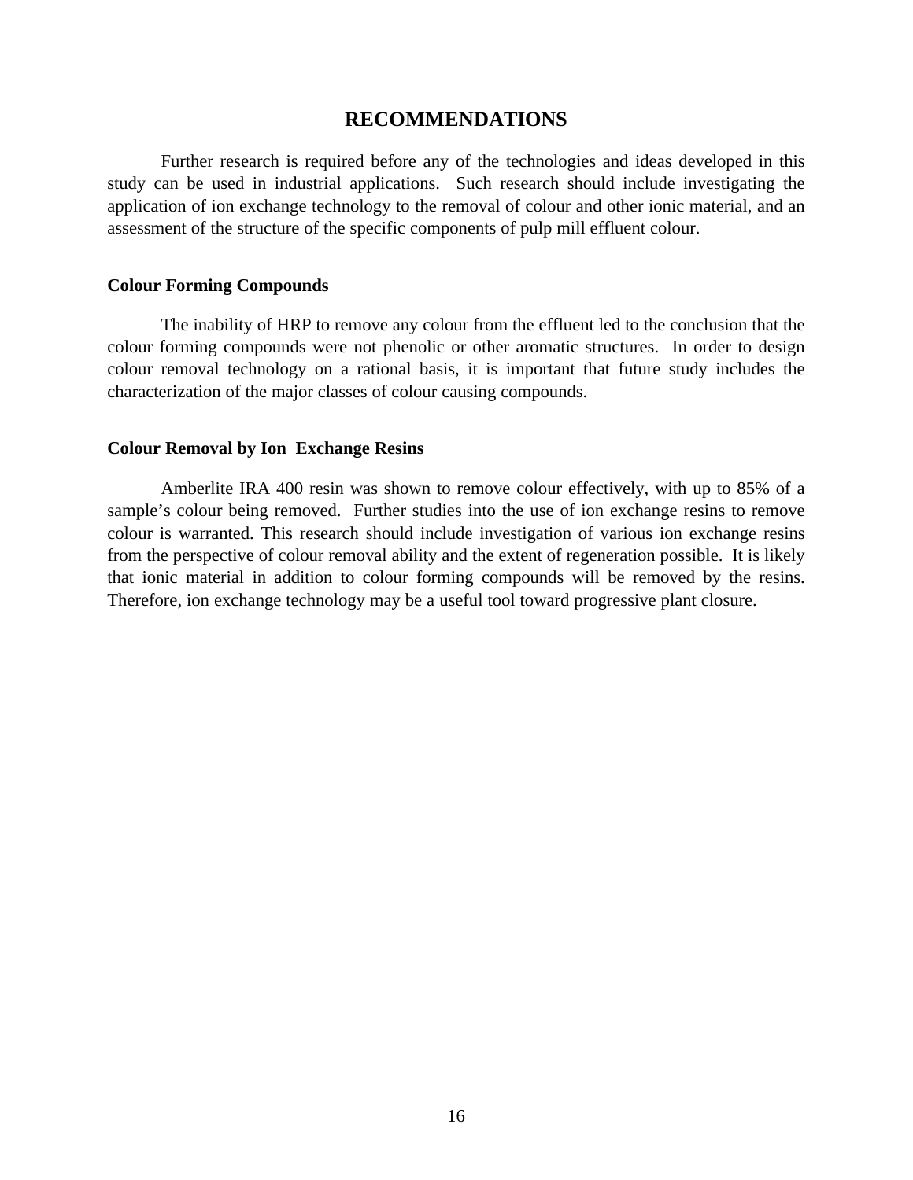# RECOMMENDATIONS

Further research is required before any of the technologies and ideas developed in this study can be used in industrial applications. Such research should include investigating the application of ion exchange technology to the removal of colour and other ionic material, and an assessment of the structure of the specific components of pulp mill effluent colour.

### Colour Forming Compounds

The inability of HRP to remove any colour from the effluent led to the conclusion that the colour forming compounds were not phenolic or other aromatic structures. In order to design colour removal technology on a rational basis, it is important that future study includes the characterization of the major classes of colour causing compounds.

### Colour Removal by Ion Exchange Resins

Amberlite IRA 400 resin was shown to remove colour effectively, with up to 85% of a sample's colour being removed. Further studies into the use of ion exchange resins to remove colour is warranted. This research should include investigation of various ion exchange resins from the perspective of colour removal ability and the extent of regeneration possible. It is likely that ionic material in addition to colour forming compounds will be removed by the resins. Therefore, ion exchange technology may be a useful tool toward progressive plant closure.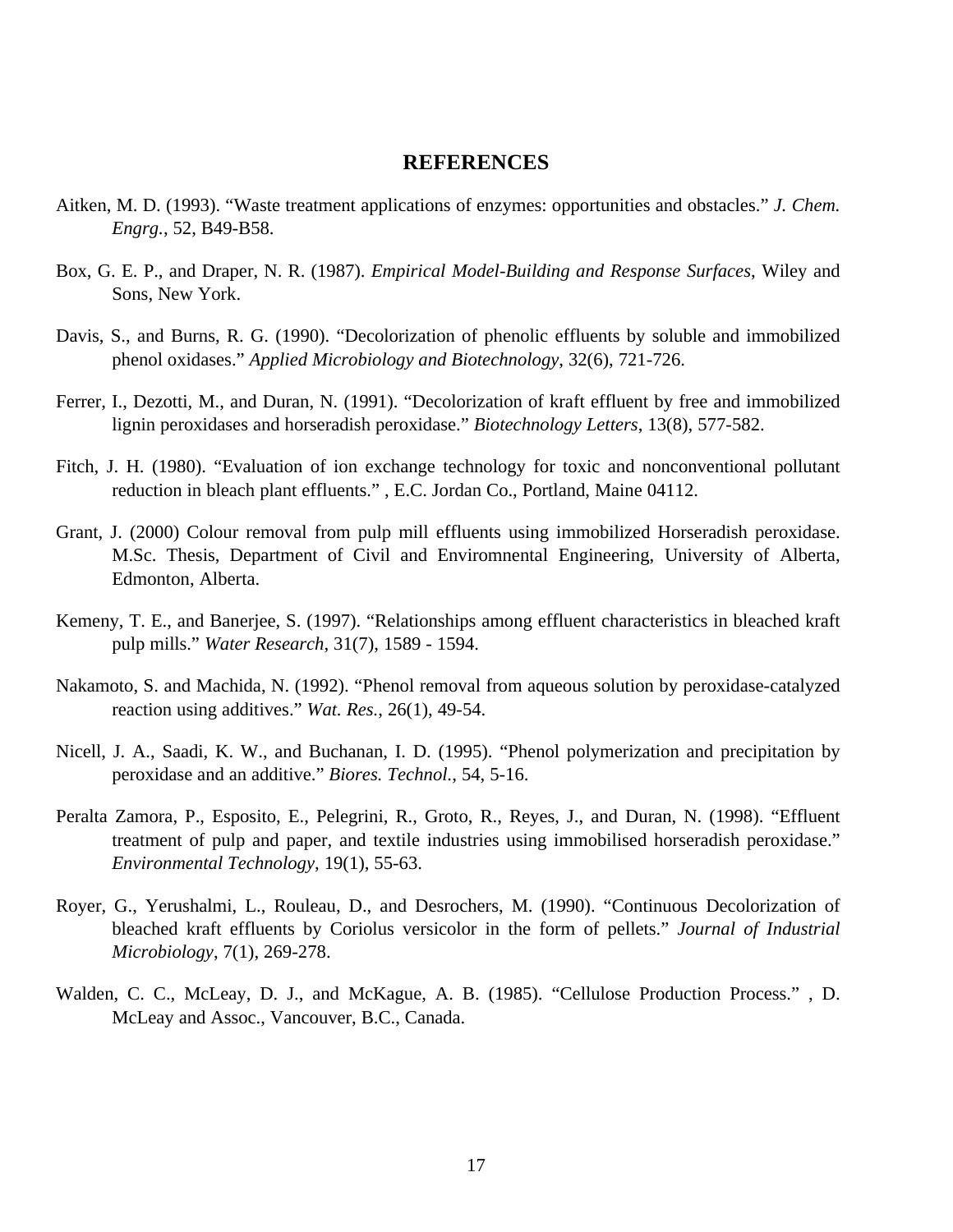# REFERENCES

Aitken, M. D. (1993). "Waste treatment applications of enzymes: opportunities and obstacles." *J. Chem. Engrg.*, 52, B49-B58.

Box, G. E. P., and Draper, N. R. (1987). *Empirical Model-Building and Response Surfaces*, Wiley and Sons, New York.

Davis, S., and Burns, R. G. (1990). "Decolorization of phenolic effluents by soluble and immobilized phenol oxidases." *Applied Microbiology and Biotechnology*, 32(6), 721-726.

Ferrer, I., Dezotti, M., and Duran, N. (1991). "Decolorization of kraft effluent by free and immobilized lignin peroxidases and horseradish peroxidase." *Biotechnology Letters*, 13(8), 577-582.

Fitch, J. H. (1980). "Evaluation of ion exchange technology for toxic and nonconventional pollutant reduction in bleach plant effluents." , E.C. Jordan Co., Portland, Maine 04112.

Grant, J. (2000) Colour removal from pulp mill effluents using immobilized Horseradish peroxidase. M.Sc. Thesis, Department of Civil and Enviromnental Engineering, University of Alberta, Edmonton, Alberta.

Kemeny, T. E., and Banerjee, S. (1997). "Relationships among effluent characteristics in bleached kraft pulp mills." *Water Research*, 31(7), 1589 - 1594.

Nakamoto, S. and Machida, N. (1992). "Phenol removal from aqueous solution by peroxidase-catalyzed reaction using additives." *Wat. Res.*, 26(1), 49-54.

Nicell, J. A., Saadi, K. W., and Buchanan, I. D. (1995). "Phenol polymerization and precipitation by peroxidase and an additive." *Biores. Technol.*, 54, 5-16.

Peralta Zamora, P., Esposito, E., Pelegrini, R., Groto, R., Reyes, J., and Duran, N. (1998). "Effluent treatment of pulp and paper, and textile industries using immobilised horseradish peroxidase." *Environmental Technology*, 19(1), 55-63.

Royer, G., Yerushalmi, L., Rouleau, D., and Desrochers, M. (1990). "Continuous Decolorization of bleached kraft effluents by Coriolus versicolor in the form of pellets." *Journal of Industrial Microbiology*, 7(1), 269-278.

Walden, C. C., McLeay, D. J., and McKague, A. B. (1985). "Cellulose Production Process." , D. McLeay and Assoc., Vancouver, B.C., Canada.